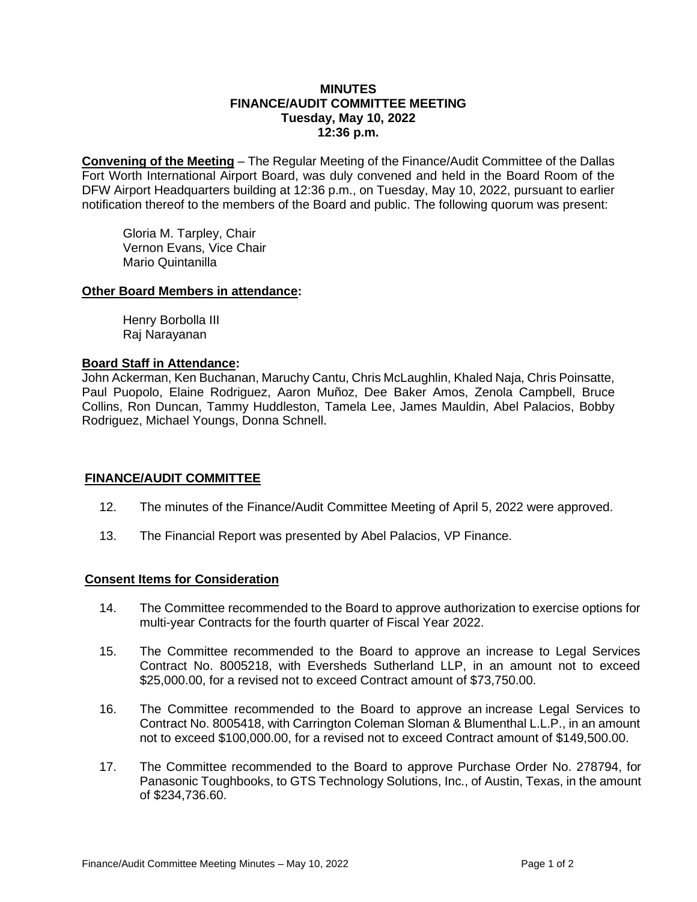# MINUTES
## FINANCE/AUDIT COMMITTEE MEETING
### Tuesday, May 10, 2022
### 12:36 p.m.

**Convening of the Meeting** – The Regular Meeting of the Finance/Audit Committee of the Dallas Fort Worth International Airport Board, was duly convened and held in the Board Room of the DFW Airport Headquarters building at 12:36 p.m., on Tuesday, May 10, 2022, pursuant to earlier notification thereof to the members of the Board and public. The following quorum was present:

Gloria M. Tarpley, Chair
Vernon Evans, Vice Chair
Mario Quintanilla

**Other Board Members in attendance:**

Henry Borbolla III
Raj Narayanan

**Board Staff in Attendance:**

John Ackerman, Ken Buchanan, Maruchy Cantu, Chris McLaughlin, Khaled Naja, Chris Poinsatte, Paul Puopolo, Elaine Rodriguez, Aaron Muñoz, Dee Baker Amos, Zenola Campbell, Bruce Collins, Ron Duncan, Tammy Huddleston, Tamela Lee, James Mauldin, Abel Palacios, Bobby Rodriguez, Michael Youngs, Donna Schnell.

## FINANCE/AUDIT COMMITTEE

12. The minutes of the Finance/Audit Committee Meeting of April 5, 2022 were approved.

13. The Financial Report was presented by Abel Palacios, VP Finance.

## Consent Items for Consideration

14. The Committee recommended to the Board to approve authorization to exercise options for multi-year Contracts for the fourth quarter of Fiscal Year 2022.

15. The Committee recommended to the Board to approve an increase to Legal Services Contract No. 8005218, with Eversheds Sutherland LLP, in an amount not to exceed $25,000.00, for a revised not to exceed Contract amount of $73,750.00.

16. The Committee recommended to the Board to approve an increase Legal Services to Contract No. 8005418, with Carrington Coleman Sloman & Blumenthal L.L.P., in an amount not to exceed $100,000.00, for a revised not to exceed Contract amount of $149,500.00.

17. The Committee recommended to the Board to approve Purchase Order No. 278794, for Panasonic Toughbooks, to GTS Technology Solutions, Inc., of Austin, Texas, in the amount of $234,736.60.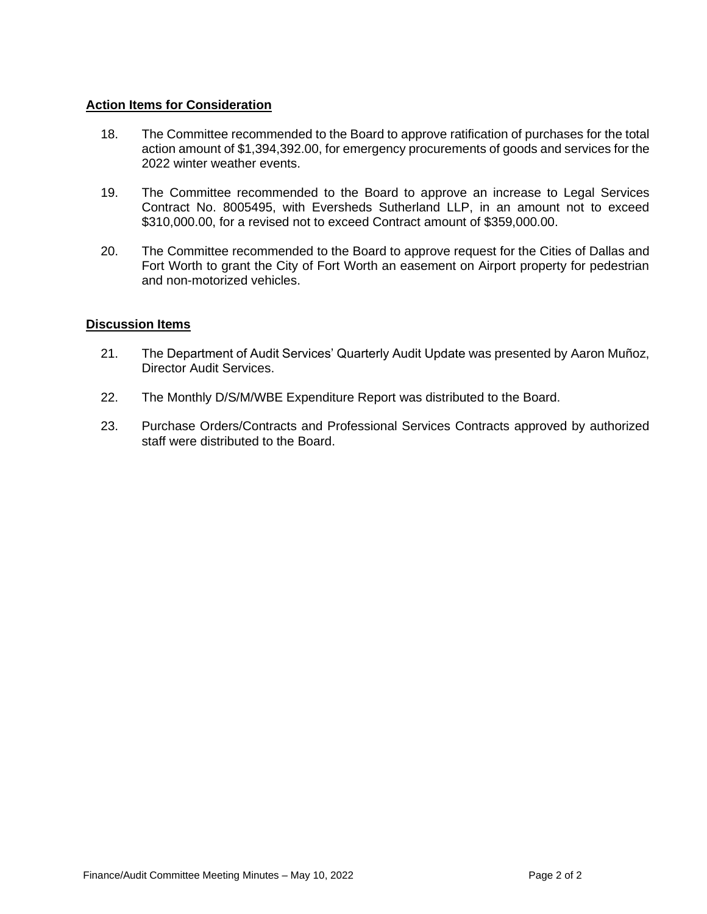**Action Items for Consideration**

18. The Committee recommended to the Board to approve ratification of purchases for the total action amount of $1,394,392.00, for emergency procurements of goods and services for the 2022 winter weather events.

19. The Committee recommended to the Board to approve an increase to Legal Services Contract No. 8005495, with Eversheds Sutherland LLP, in an amount not to exceed $310,000.00, for a revised not to exceed Contract amount of $359,000.00.

20. The Committee recommended to the Board to approve request for the Cities of Dallas and Fort Worth to grant the City of Fort Worth an easement on Airport property for pedestrian and non-motorized vehicles.

**Discussion Items**

21. The Department of Audit Services' Quarterly Audit Update was presented by Aaron Muñoz, Director Audit Services.

22. The Monthly D/S/M/WBE Expenditure Report was distributed to the Board.

23. Purchase Orders/Contracts and Professional Services Contracts approved by authorized staff were distributed to the Board.